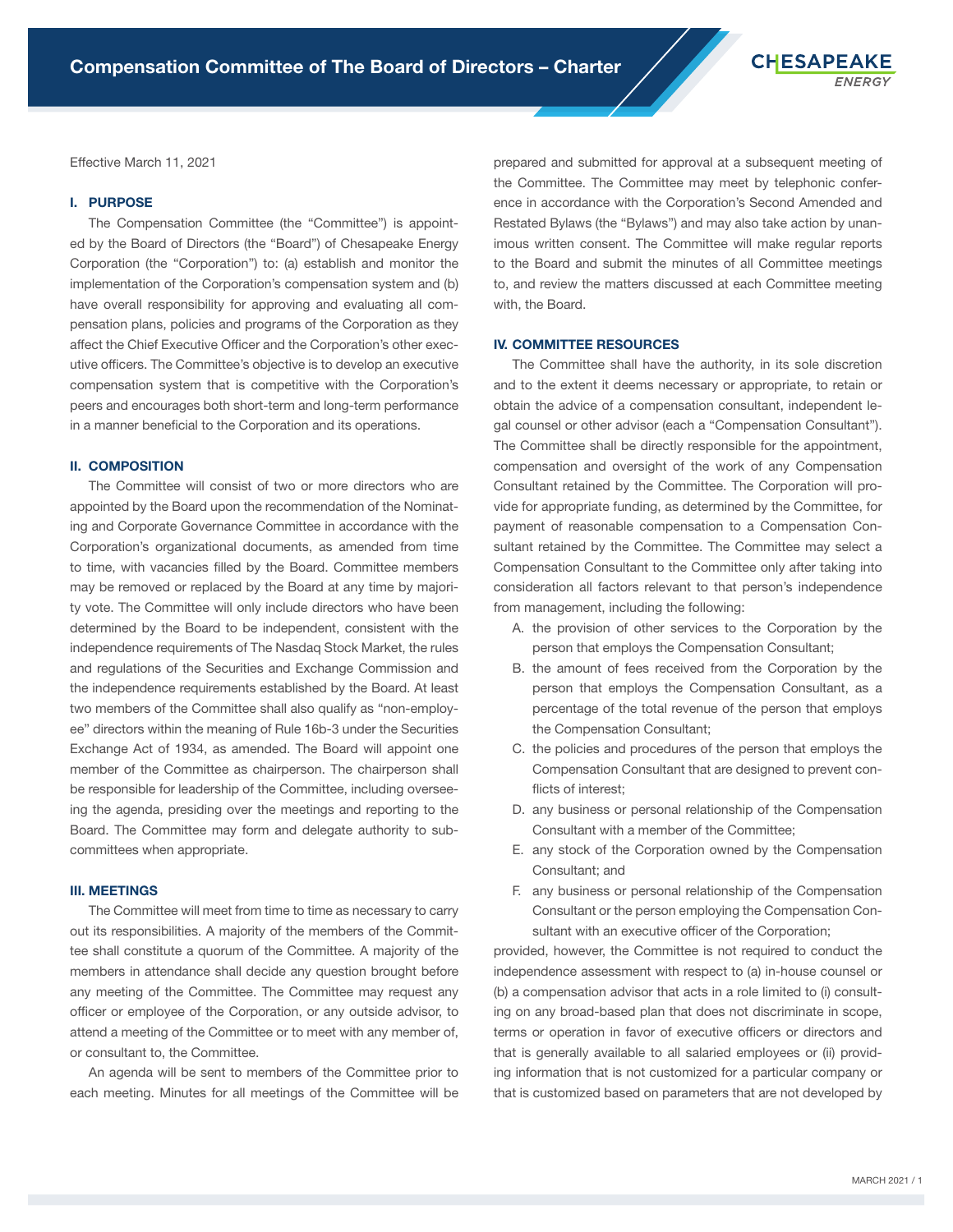# Compensation Committee of The Board of Directors – Charter

Effective March 11, 2021

## I. PURPOSE

The Compensation Committee (the "Committee") is appointed by the Board of Directors (the "Board") of Chesapeake Energy Corporation (the "Corporation") to: (a) establish and monitor the implementation of the Corporation's compensation system and (b) have overall responsibility for approving and evaluating all compensation plans, policies and programs of the Corporation as they affect the Chief Executive Officer and the Corporation's other executive officers. The Committee's objective is to develop an executive compensation system that is competitive with the Corporation's peers and encourages both short-term and long-term performance in a manner beneficial to the Corporation and its operations.

## II. COMPOSITION

The Committee will consist of two or more directors who are appointed by the Board upon the recommendation of the Nominating and Corporate Governance Committee in accordance with the Corporation's organizational documents, as amended from time to time, with vacancies filled by the Board. Committee members may be removed or replaced by the Board at any time by majority vote. The Committee will only include directors who have been determined by the Board to be independent, consistent with the independence requirements of The Nasdaq Stock Market, the rules and regulations of the Securities and Exchange Commission and the independence requirements established by the Board. At least two members of the Committee shall also qualify as "non-employee" directors within the meaning of Rule 16b-3 under the Securities Exchange Act of 1934, as amended. The Board will appoint one member of the Committee as chairperson. The chairperson shall be responsible for leadership of the Committee, including overseeing the agenda, presiding over the meetings and reporting to the Board. The Committee may form and delegate authority to subcommittees when appropriate.

## III. MEETINGS

The Committee will meet from time to time as necessary to carry out its responsibilities. A majority of the members of the Committee shall constitute a quorum of the Committee. A majority of the members in attendance shall decide any question brought before any meeting of the Committee. The Committee may request any officer or employee of the Corporation, or any outside advisor, to attend a meeting of the Committee or to meet with any member of, or consultant to, the Committee.

An agenda will be sent to members of the Committee prior to each meeting. Minutes for all meetings of the Committee will be prepared and submitted for approval at a subsequent meeting of the Committee. The Committee may meet by telephonic conference in accordance with the Corporation's Second Amended and Restated Bylaws (the "Bylaws") and may also take action by unanimous written consent. The Committee will make regular reports to the Board and submit the minutes of all Committee meetings to, and review the matters discussed at each Committee meeting with, the Board.

## IV. COMMITTEE RESOURCES

The Committee shall have the authority, in its sole discretion and to the extent it deems necessary or appropriate, to retain or obtain the advice of a compensation consultant, independent legal counsel or other advisor (each a "Compensation Consultant"). The Committee shall be directly responsible for the appointment, compensation and oversight of the work of any Compensation Consultant retained by the Committee. The Corporation will provide for appropriate funding, as determined by the Committee, for payment of reasonable compensation to a Compensation Consultant retained by the Committee. The Committee may select a Compensation Consultant to the Committee only after taking into consideration all factors relevant to that person's independence from management, including the following:

A. the provision of other services to the Corporation by the person that employs the Compensation Consultant;

B. the amount of fees received from the Corporation by the person that employs the Compensation Consultant, as a percentage of the total revenue of the person that employs the Compensation Consultant;

C. the policies and procedures of the person that employs the Compensation Consultant that are designed to prevent conflicts of interest;

D. any business or personal relationship of the Compensation Consultant with a member of the Committee;

E. any stock of the Corporation owned by the Compensation Consultant; and

F. any business or personal relationship of the Compensation Consultant or the person employing the Compensation Consultant with an executive officer of the Corporation;

provided, however, the Committee is not required to conduct the independence assessment with respect to (a) in-house counsel or (b) a compensation advisor that acts in a role limited to (i) consulting on any broad-based plan that does not discriminate in scope, terms or operation in favor of executive officers or directors and that is generally available to all salaried employees or (ii) providing information that is not customized for a particular company or that is customized based on parameters that are not developed by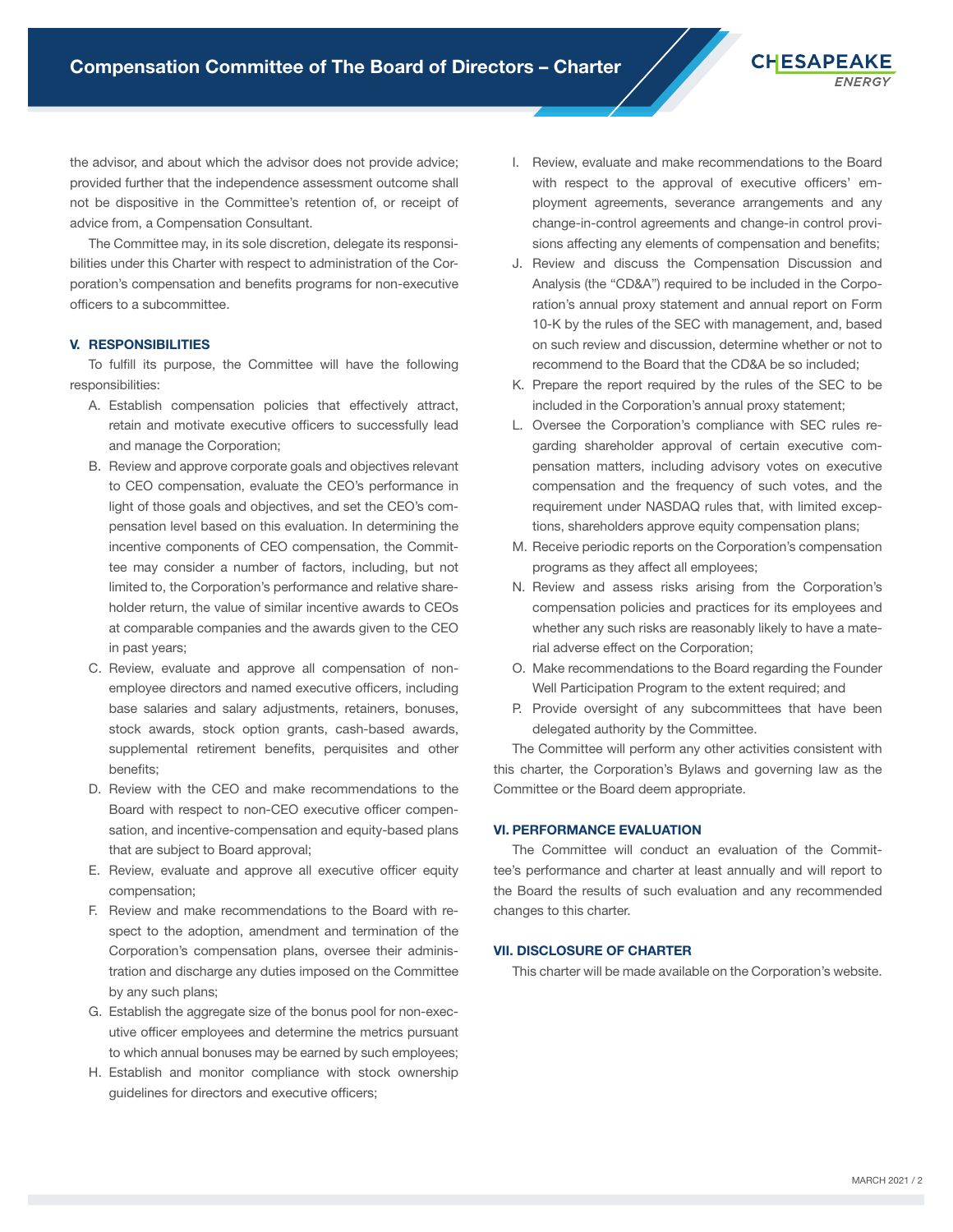the advisor, and about which the advisor does not provide advice; provided further that the independence assessment outcome shall not be dispositive in the Committee's retention of, or receipt of advice from, a Compensation Consultant.

The Committee may, in its sole discretion, delegate its responsibilities under this Charter with respect to administration of the Corporation's compensation and benefits programs for non-executive officers to a subcommittee.

### V. RESPONSIBILITIES

To fulfill its purpose, the Committee will have the following responsibilities:

A. Establish compensation policies that effectively attract, retain and motivate executive officers to successfully lead and manage the Corporation;

B. Review and approve corporate goals and objectives relevant to CEO compensation, evaluate the CEO's performance in light of those goals and objectives, and set the CEO's compensation level based on this evaluation. In determining the incentive components of CEO compensation, the Committee may consider a number of factors, including, but not limited to, the Corporation's performance and relative shareholder return, the value of similar incentive awards to CEOs at comparable companies and the awards given to the CEO in past years;

C. Review, evaluate and approve all compensation of non-employee directors and named executive officers, including base salaries and salary adjustments, retainers, bonuses, stock awards, stock option grants, cash-based awards, supplemental retirement benefits, perquisites and other benefits;

D. Review with the CEO and make recommendations to the Board with respect to non-CEO executive officer compensation, and incentive-compensation and equity-based plans that are subject to Board approval;

E. Review, evaluate and approve all executive officer equity compensation;

F. Review and make recommendations to the Board with respect to the adoption, amendment and termination of the Corporation's compensation plans, oversee their administration and discharge any duties imposed on the Committee by any such plans;

G. Establish the aggregate size of the bonus pool for non-executive officer employees and determine the metrics pursuant to which annual bonuses may be earned by such employees;

H. Establish and monitor compliance with stock ownership guidelines for directors and executive officers;

I. Review, evaluate and make recommendations to the Board with respect to the approval of executive officers' employment agreements, severance arrangements and any change-in-control agreements and change-in control provisions affecting any elements of compensation and benefits;

J. Review and discuss the Compensation Discussion and Analysis (the "CD&A") required to be included in the Corporation's annual proxy statement and annual report on Form 10-K by the rules of the SEC with management, and, based on such review and discussion, determine whether or not to recommend to the Board that the CD&A be so included;

K. Prepare the report required by the rules of the SEC to be included in the Corporation's annual proxy statement;

L. Oversee the Corporation's compliance with SEC rules regarding shareholder approval of certain executive compensation matters, including advisory votes on executive compensation and the frequency of such votes, and the requirement under NASDAQ rules that, with limited exceptions, shareholders approve equity compensation plans;

M. Receive periodic reports on the Corporation's compensation programs as they affect all employees;

N. Review and assess risks arising from the Corporation's compensation policies and practices for its employees and whether any such risks are reasonably likely to have a material adverse effect on the Corporation;

O. Make recommendations to the Board regarding the Founder Well Participation Program to the extent required; and

P. Provide oversight of any subcommittees that have been delegated authority by the Committee.

The Committee will perform any other activities consistent with this charter, the Corporation's Bylaws and governing law as the Committee or the Board deem appropriate.

### VI. PERFORMANCE EVALUATION

The Committee will conduct an evaluation of the Committee's performance and charter at least annually and will report to the Board the results of such evaluation and any recommended changes to this charter.

### VII. DISCLOSURE OF CHARTER

This charter will be made available on the Corporation's website.